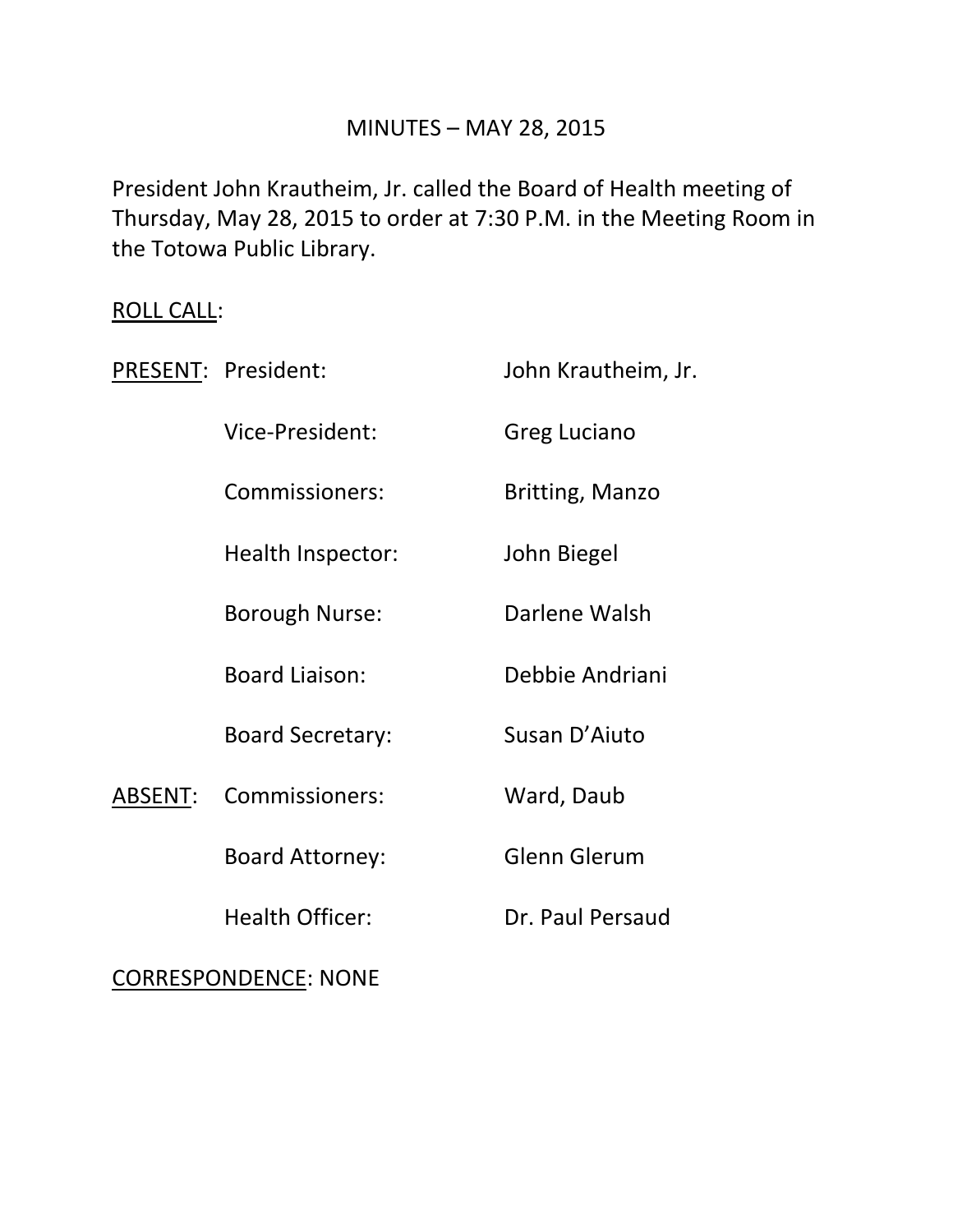# MINUTES – MAY 28, 2015

President John Krautheim, Jr. called the Board of Health meeting of Thursday, May 28, 2015 to order at 7:30 P.M. in the Meeting Room in the Totowa Public Library.

<u>ROLL CALL</u>:

| | | |
|---|---|---|
| <u>PRESENT</u>: | President: | John Krautheim, Jr. |
| | Vice-President: | Greg Luciano |
| | Commissioners: | Britting, Manzo |
| | Health Inspector: | John Biegel |
| | Borough Nurse: | Darlene Walsh |
| | Board Liaison: | Debbie Andriani |
| | Board Secretary: | Susan D'Aiuto |
| <u>ABSENT</u>: | Commissioners: | Ward, Daub |
| | Board Attorney: | Glenn Glerum |
| | Health Officer: | Dr. Paul Persaud |

<u>CORRESPONDENCE</u>: NONE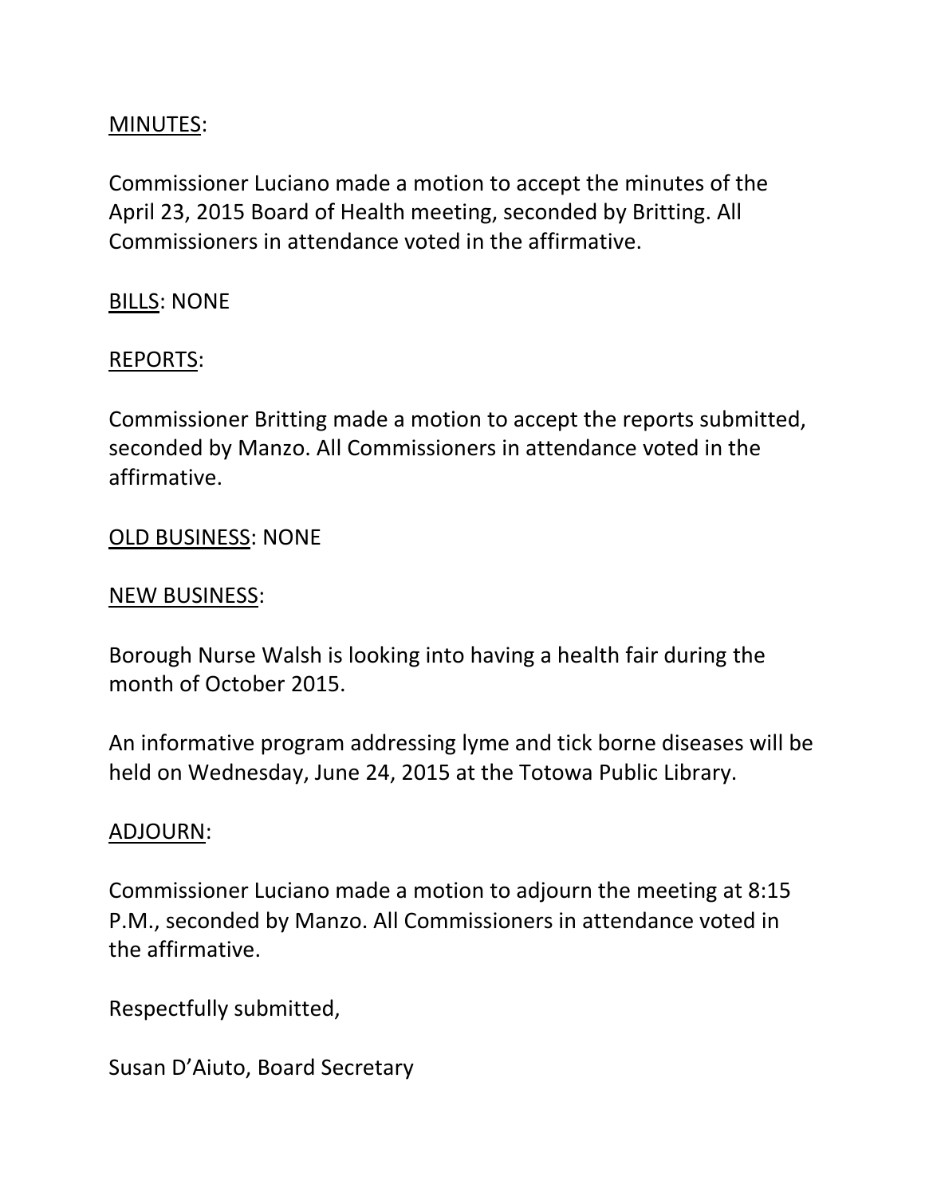MINUTES:

Commissioner Luciano made a motion to accept the minutes of the April 23, 2015 Board of Health meeting, seconded by Britting. All Commissioners in attendance voted in the affirmative.

BILLS: NONE

REPORTS:

Commissioner Britting made a motion to accept the reports submitted, seconded by Manzo. All Commissioners in attendance voted in the affirmative.

OLD BUSINESS: NONE

NEW BUSINESS:

Borough Nurse Walsh is looking into having a health fair during the month of October 2015.

An informative program addressing lyme and tick borne diseases will be held on Wednesday, June 24, 2015 at the Totowa Public Library.

ADJOURN:

Commissioner Luciano made a motion to adjourn the meeting at 8:15 P.M., seconded by Manzo. All Commissioners in attendance voted in the affirmative.

Respectfully submitted,

Susan D'Aiuto, Board Secretary